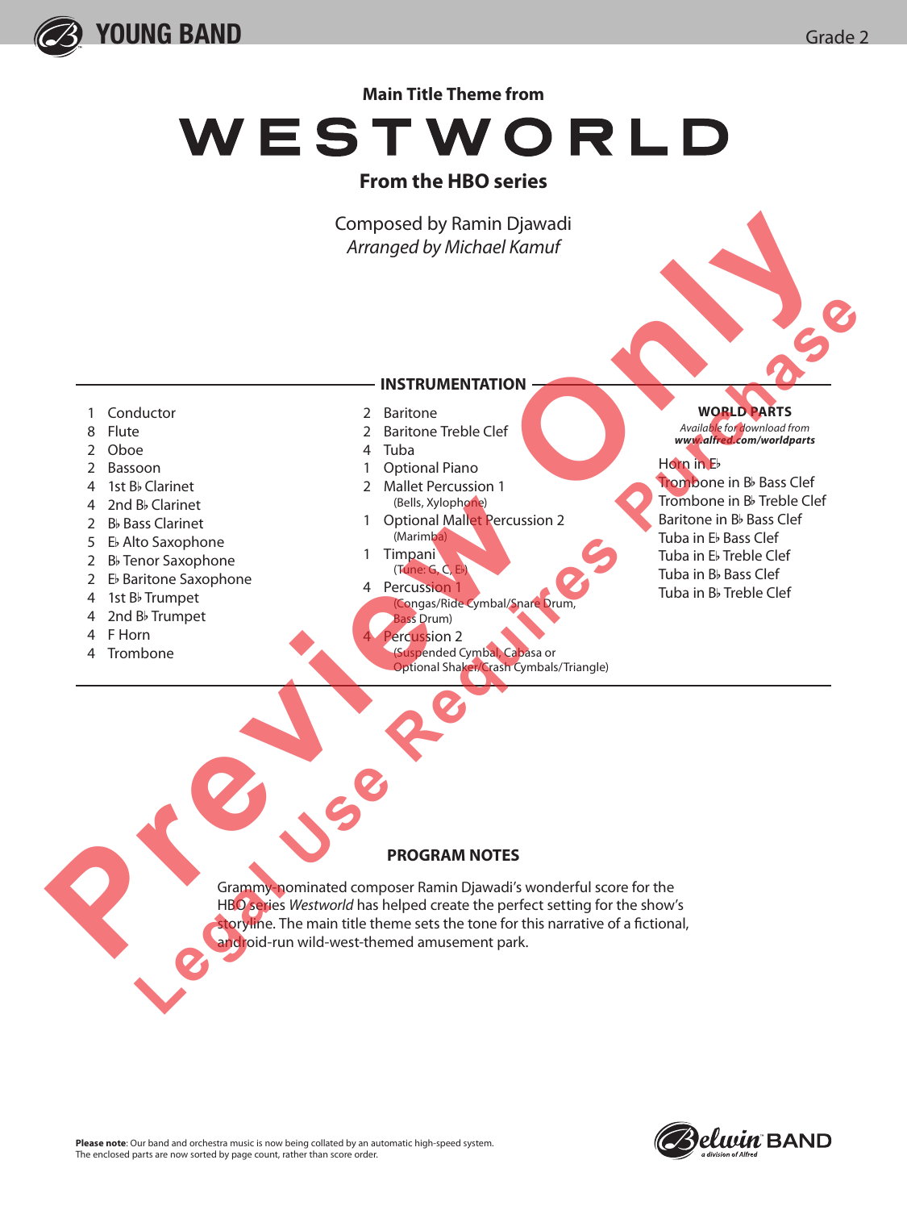YOUNG BAND

Grade 2

**Main Title Theme from**

# WESTWORLD

**From the HBO series**

Composed by Ramin Djawadi
*Arranged by Michael Kamuf*

## INSTRUMENTATION

- 1 Conductor
- 8 Flute
- 2 Oboe
- 2 Bassoon
- 4 1st B♭ Clarinet
- 4 2nd B♭ Clarinet
- 2 B♭ Bass Clarinet
- 5 E♭ Alto Saxophone
- 2 B♭ Tenor Saxophone
- 2 E♭ Baritone Saxophone
- 4 1st B♭ Trumpet
- 4 2nd B♭ Trumpet
- 4 F Horn
- 4 Trombone
- 2 Baritone
- 2 Baritone Treble Clef
- 4 Tuba
- 1 Optional Piano
- 2 Mallet Percussion 1 (Bells, Xylophone)
- 1 Optional Mallet Percussion 2 (Marimba)
- 1 Timpani (Tune: G, C, E♭)
- 4 Percussion 1 (Congas/Ride Cymbal/Snare Drum, Bass Drum)
- 4 Percussion 2 (Suspended Cymbal, Cabasa or Optional Shaker/Crash Cymbals/Triangle)

**WORLD PARTS**
*Available for download from*
***www.alfred.com/worldparts***

- Horn in E♭
- Trombone in B♭ Bass Clef
- Trombone in B♭ Treble Clef
- Baritone in B♭ Bass Clef
- Tuba in E♭ Bass Clef
- Tuba in E♭ Treble Clef
- Tuba in B♭ Bass Clef
- Tuba in B♭ Treble Clef

## PROGRAM NOTES

Grammy-nominated composer Ramin Djawadi's wonderful score for the HBO series *Westworld* has helped create the perfect setting for the show's storyline. The main title theme sets the tone for this narrative of a fictional, android-run wild-west-themed amusement park.

**Please note**: Our band and orchestra music is now being collated by an automatic high-speed system. The enclosed parts are now sorted by page count, rather than score order.

Belwin BAND
*a division of Alfred*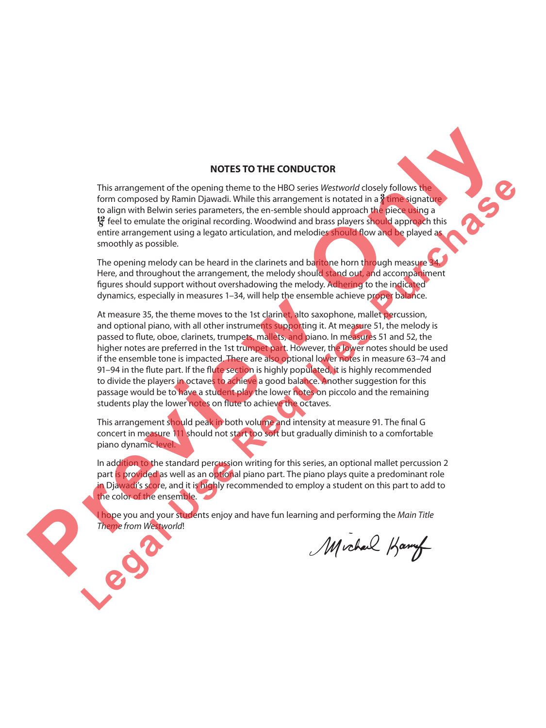## NOTES TO THE CONDUCTOR

This arrangement of the opening theme to the HBO series *Westworld* closely follows the form composed by Ramin Djawadi. While this arrangement is notated in a $\frac{3}{4}$ time signature to align with Belwin series parameters, the en-semble should approach the piece using a $\frac{12}{8}$ feel to emulate the original recording. Woodwind and brass players should approach this entire arrangement using a legato articulation, and melodies should flow and be played as smoothly as possible.

The opening melody can be heard in the clarinets and baritone horn through measure 34. Here, and throughout the arrangement, the melody should stand out, and accompaniment figures should support without overshadowing the melody. Adhering to the indicated dynamics, especially in measures 1–34, will help the ensemble achieve proper balance.

At measure 35, the theme moves to the 1st clarinet, alto saxophone, mallet percussion, and optional piano, with all other instruments supporting it. At measure 51, the melody is passed to flute, oboe, clarinets, trumpets, mallets, and piano. In measures 51 and 52, the higher notes are preferred in the 1st trumpet part. However, the lower notes should be used if the ensemble tone is impacted. There are also optional lower notes in measure 63–74 and 91–94 in the flute part. If the flute section is highly populated, it is highly recommended to divide the players in octaves to achieve a good balance. Another suggestion for this passage would be to have a student play the lower notes on piccolo and the remaining students play the lower notes on flute to achieve the octaves.

This arrangement should peak in both volume and intensity at measure 91. The final G concert in measure 111 should not start too soft but gradually diminish to a comfortable piano dynamic level.

In addition to the standard percussion writing for this series, an optional mallet percussion 2 part is provided as well as an optional piano part. The piano plays quite a predominant role in Djawadi's score, and it is highly recommended to employ a student on this part to add to the color of the ensemble.

I hope you and your students enjoy and have fun learning and performing the *Main Title Theme from Westworld*!

Michael Kamuf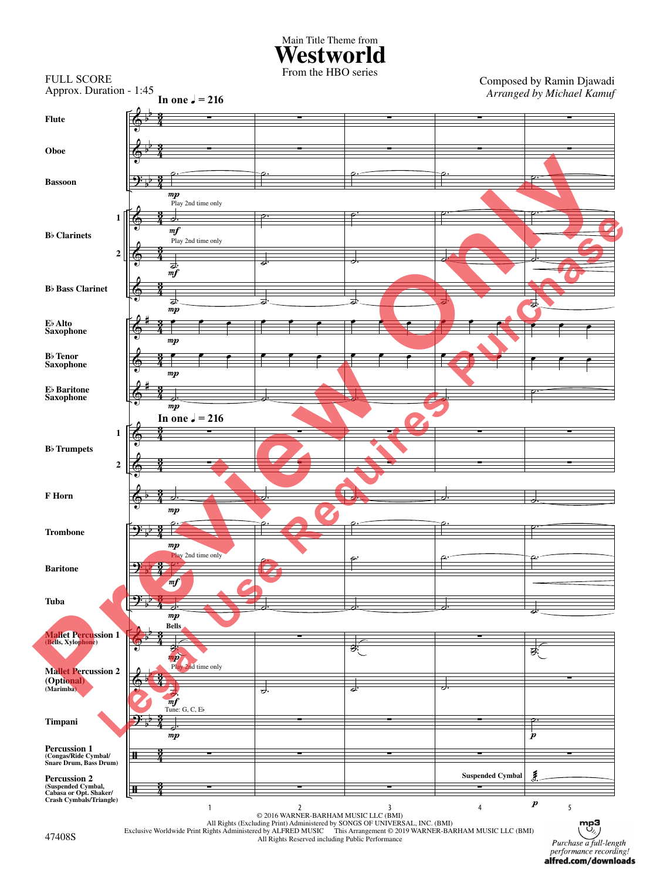Main Title Theme from

# Westworld

From the HBO series

FULL SCORE
Approx. Duration - 1:45

Composed by Ramin Djawadi
*Arranged by Michael Kamuf*

**In one ♩ = 216**

Flute
Oboe
Bassoon
B♭ Clarinets 1, 2
B♭ Bass Clarinet
E♭ Alto Saxophone
B♭ Tenor Saxophone
E♭ Baritone Saxophone
B♭ Trumpets 1, 2
F Horn
Trombone
Baritone
Tuba
Mallet Percussion 1 (Bells, Xylophone)
Mallet Percussion 2 (Optional) (Marimba)
Timpani
Percussion 1 (Congas/Ride Cymbal/Snare Drum, Bass Drum)
Percussion 2 (Suspended Cymbal, Cabasa or Opt. Shaker/Crash Cymbals/Triangle)

Play 2nd time only

Bells

Tune: G, C, E♭

Suspended Cymbal

© 2016 WARNER-BARHAM MUSIC LLC (BMI)
All Rights (Excluding Print) Administered by SONGS OF UNIVERSAL, INC. (BMI)
Exclusive Worldwide Print Rights Administered by ALFRED MUSIC This Arrangement © 2019 WARNER-BARHAM MUSIC LLC (BMI)
All Rights Reserved including Public Performance

47408S

*Purchase a full-length performance recording!*
**alfred.com/downloads**

Preview Only
Legal Use Requires Purchase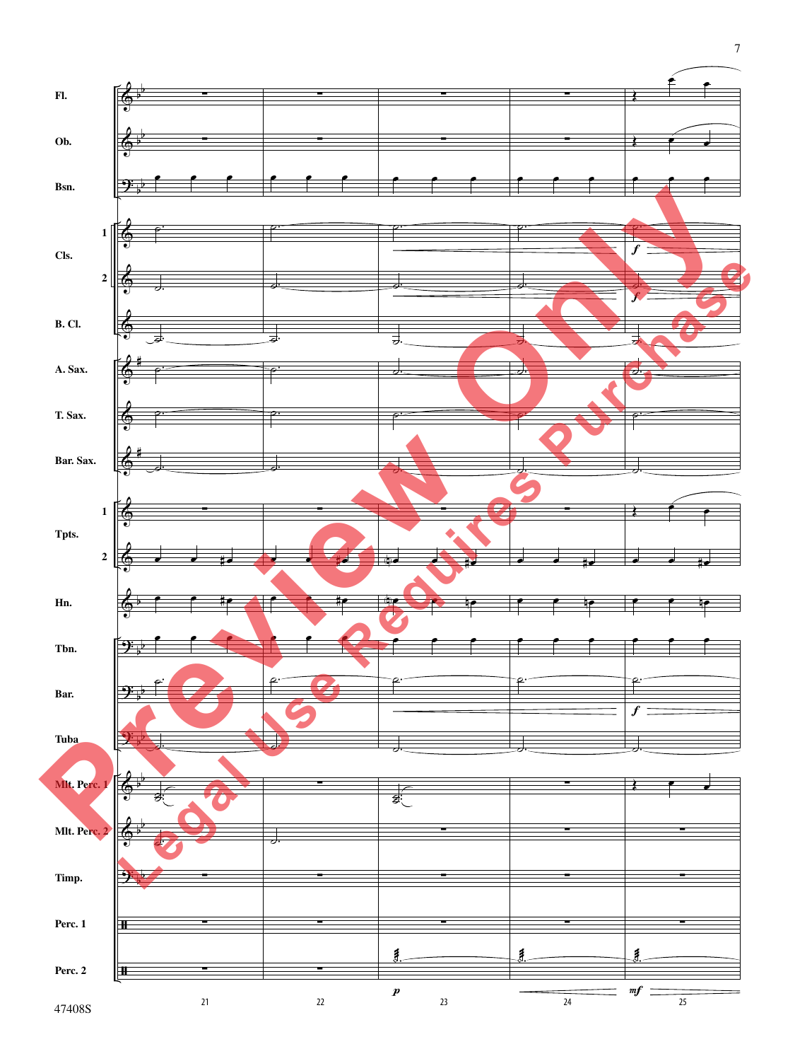Fl.

Ob.

Bsn.

Cls. 1

Cls. 2

B. Cl.

A. Sax.

T. Sax.

Bar. Sax.

Tpts. 1

Tpts. 2

Hn.

Tbn.

Bar.

Tuba

Mlt. Perc. 1

Mlt. Perc. 2

Timp.

Perc. 1

Perc. 2

21 22 23 24 25

Preview Only

Legal Use Requires Purchase

47408S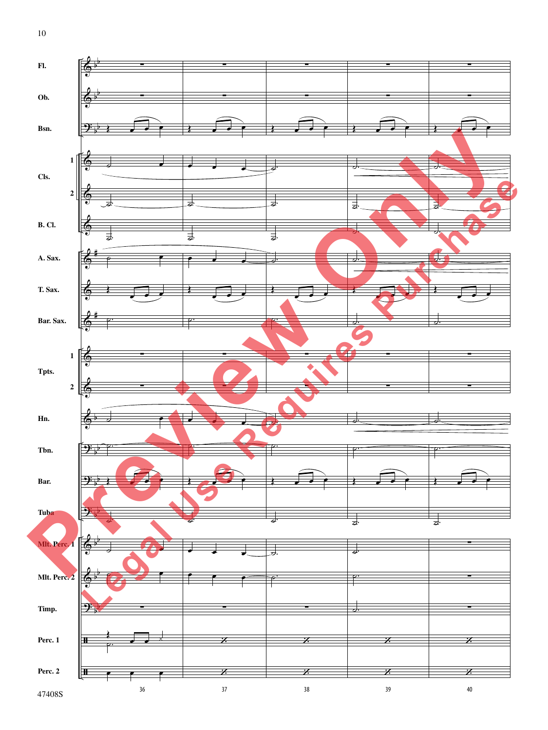Fl.

Ob.

Bsn.

Cls. 1

Cls. 2

B. Cl.

A. Sax.

T. Sax.

Bar. Sax.

Tpts. 1

Tpts. 2

Hn.

Tbn.

Bar.

Tuba

Mlt. Perc. 1

Mlt. Perc. 2

Timp.

Perc. 1

Perc. 2

36 37 38 39 40

Preview Only

Legal Use Requires Purchase

47408S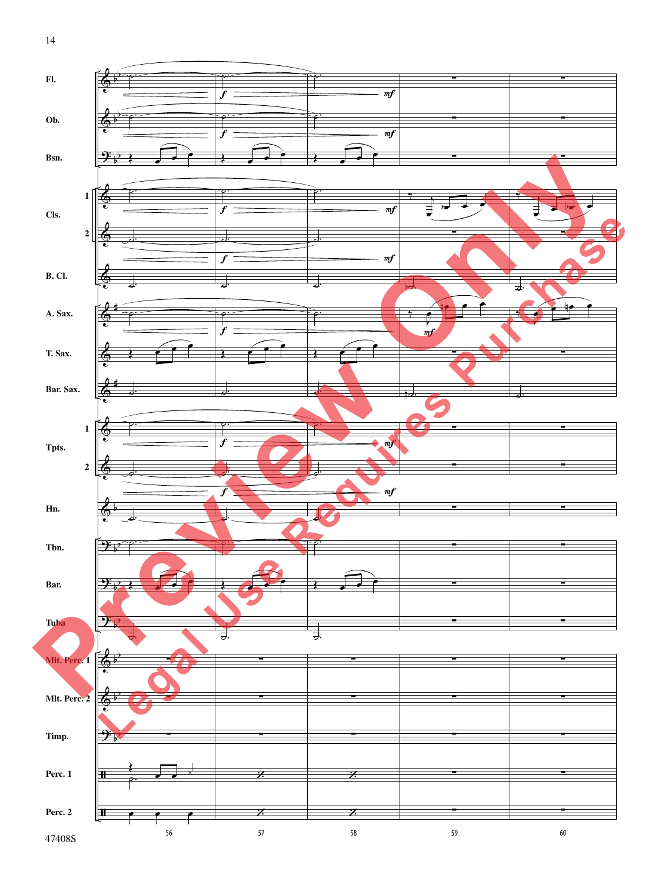Fl.

Ob.

Bsn.

Cls. 1

Cls. 2

B. Cl.

A. Sax.

T. Sax.

Bar. Sax.

Tpts. 1

Tpts. 2

Hn.

Tbn.

Bar.

Tuba

Mlt. Perc. 1

Mlt. Perc. 2

Timp.

Perc. 1

Perc. 2

56 57 58 59 60

Preview Only

Legal Use Requires Purchase

47408S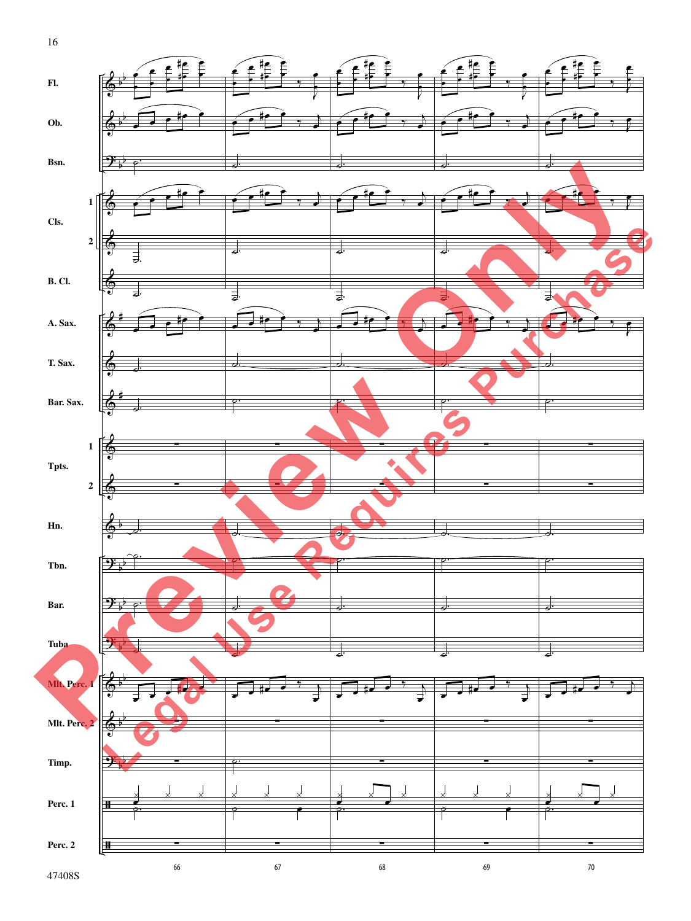Fl.
Ob.
Bsn.
Cls. 1
Cls. 2
B. Cl.
A. Sax.
T. Sax.
Bar. Sax.
Tpts. 1
Tpts. 2
Hn.
Tbn.
Bar.
Tuba
Mlt. Perc. 1
Mlt. Perc. 2
Timp.
Perc. 1
Perc. 2

66 67 68 69 70

Preview Only
Legal Use Requires Purchase

47408S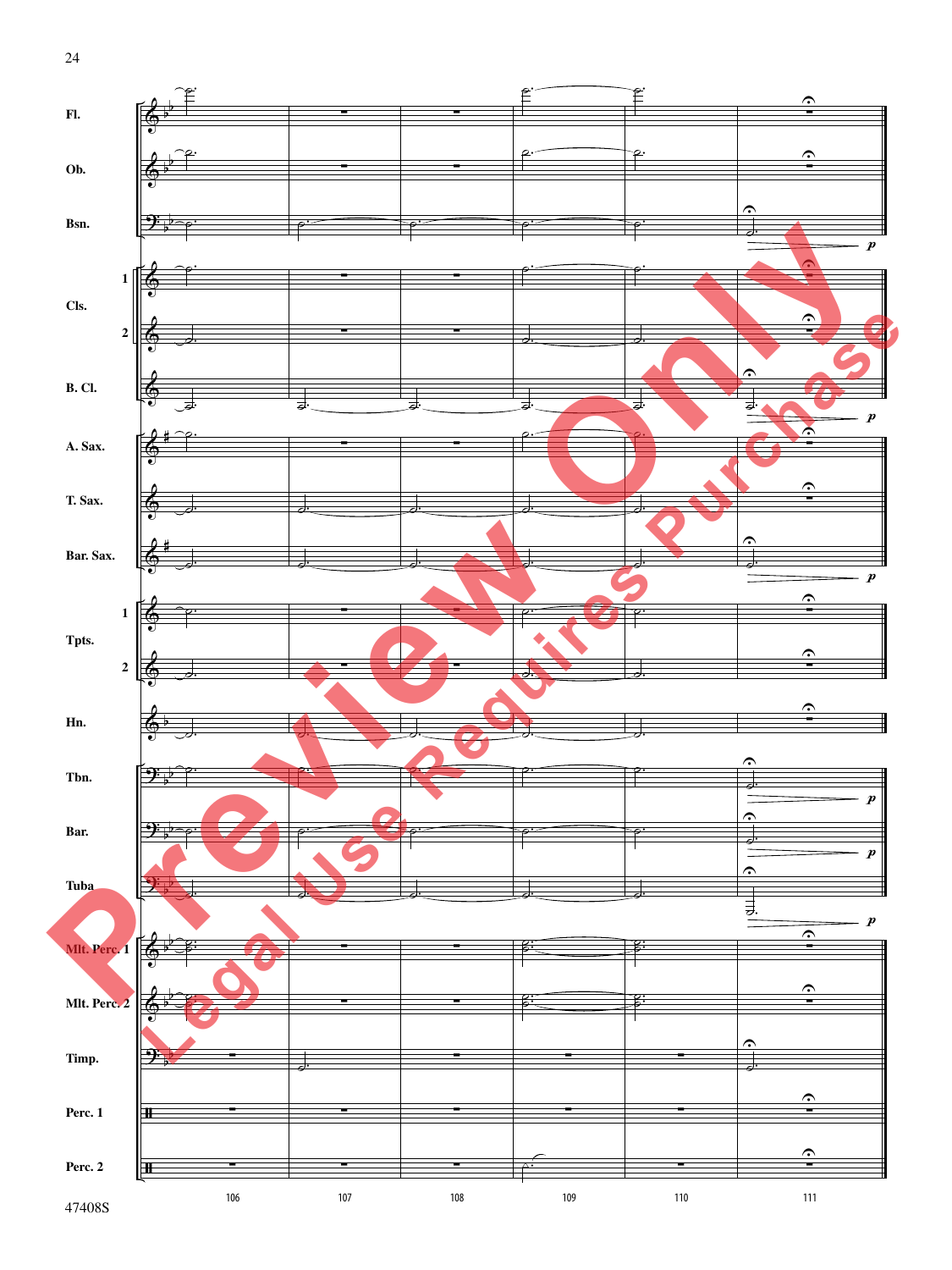Fl.

Ob.

Bsn.

Cls. 1

Cls. 2

B. Cl.

A. Sax.

T. Sax.

Bar. Sax.

Tpts. 1

Tpts. 2

Hn.

Tbn.

Bar.

Tuba

Mlt. Perc. 1

Mlt. Perc. 2

Timp.

Perc. 1

Perc. 2

*p*

106 107 108 109 110 111

Preview Only

Legal Use Requires Purchase

47408S